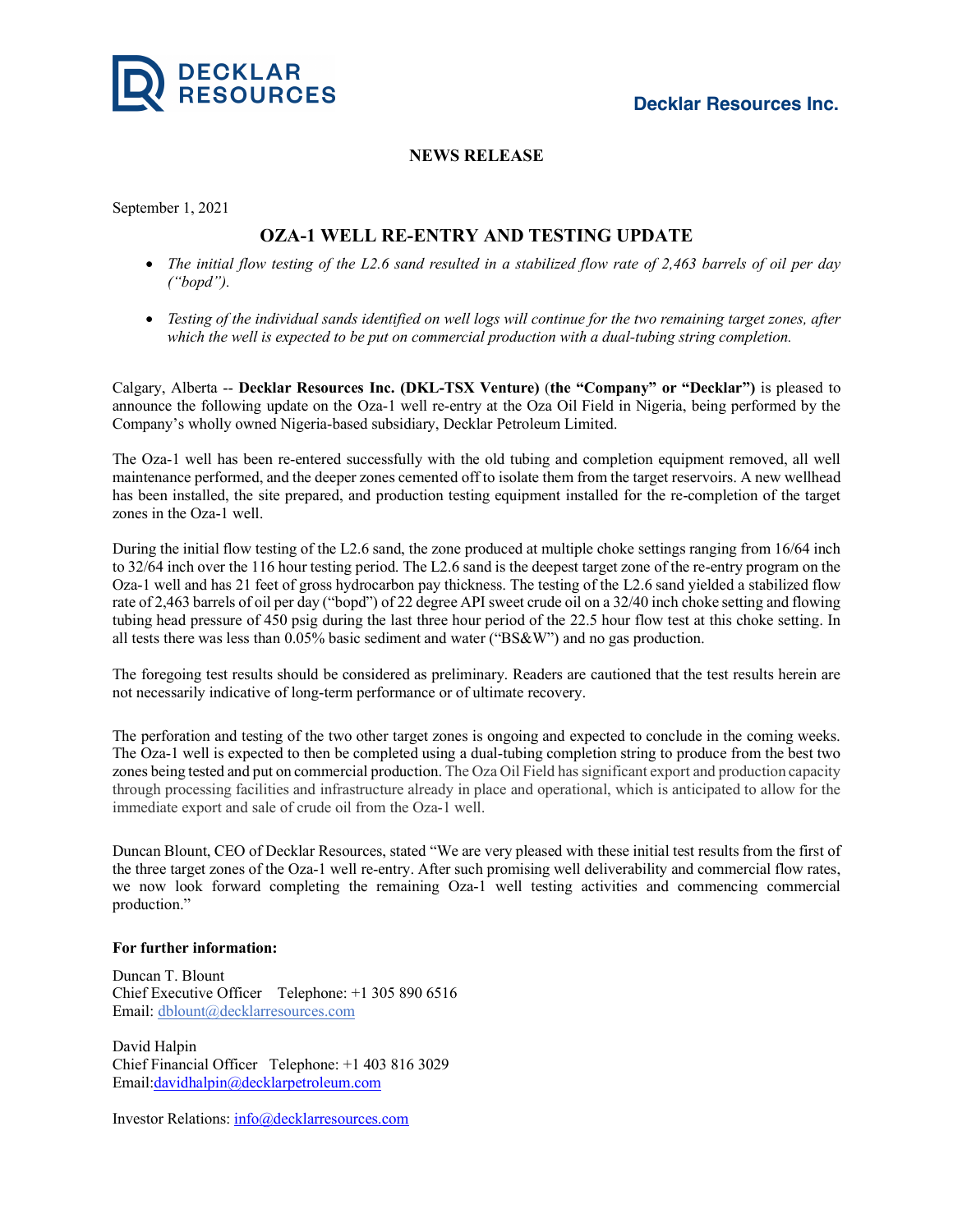**Decklar Resources Inc.**

**NEWS RELEASE**

September 1, 2021

# OZA-1 WELL RE-ENTRY AND TESTING UPDATE

- *The initial flow testing of the L2.6 sand resulted in a stabilized flow rate of 2,463 barrels of oil per day ("bopd").*
- *Testing of the individual sands identified on well logs will continue for the two remaining target zones, after which the well is expected to be put on commercial production with a dual-tubing string completion.*

Calgary, Alberta -- **Decklar Resources Inc. (DKL-TSX Venture)** (**the "Company" or "Decklar")** is pleased to announce the following update on the Oza-1 well re-entry at the Oza Oil Field in Nigeria, being performed by the Company's wholly owned Nigeria-based subsidiary, Decklar Petroleum Limited.

The Oza-1 well has been re-entered successfully with the old tubing and completion equipment removed, all well maintenance performed, and the deeper zones cemented off to isolate them from the target reservoirs. A new wellhead has been installed, the site prepared, and production testing equipment installed for the re-completion of the target zones in the Oza-1 well.

During the initial flow testing of the L2.6 sand, the zone produced at multiple choke settings ranging from 16/64 inch to 32/64 inch over the 116 hour testing period. The L2.6 sand is the deepest target zone of the re-entry program on the Oza-1 well and has 21 feet of gross hydrocarbon pay thickness. The testing of the L2.6 sand yielded a stabilized flow rate of 2,463 barrels of oil per day ("bopd") of 22 degree API sweet crude oil on a 32/40 inch choke setting and flowing tubing head pressure of 450 psig during the last three hour period of the 22.5 hour flow test at this choke setting. In all tests there was less than 0.05% basic sediment and water ("BS&W") and no gas production.

The foregoing test results should be considered as preliminary. Readers are cautioned that the test results herein are not necessarily indicative of long-term performance or of ultimate recovery.

The perforation and testing of the two other target zones is ongoing and expected to conclude in the coming weeks. The Oza-1 well is expected to then be completed using a dual-tubing completion string to produce from the best two zones being tested and put on commercial production. The Oza Oil Field has significant export and production capacity through processing facilities and infrastructure already in place and operational, which is anticipated to allow for the immediate export and sale of crude oil from the Oza-1 well.

Duncan Blount, CEO of Decklar Resources, stated "We are very pleased with these initial test results from the first of the three target zones of the Oza-1 well re-entry. After such promising well deliverability and commercial flow rates, we now look forward completing the remaining Oza-1 well testing activities and commencing commercial production."

**For further information:**

Duncan T. Blount
Chief Executive Officer Telephone: +1 305 890 6516
Email: dblount@decklarresources.com

David Halpin
Chief Financial Officer Telephone: +1 403 816 3029
Email:davidhalpin@decklarpetroleum.com

Investor Relations: info@decklarresources.com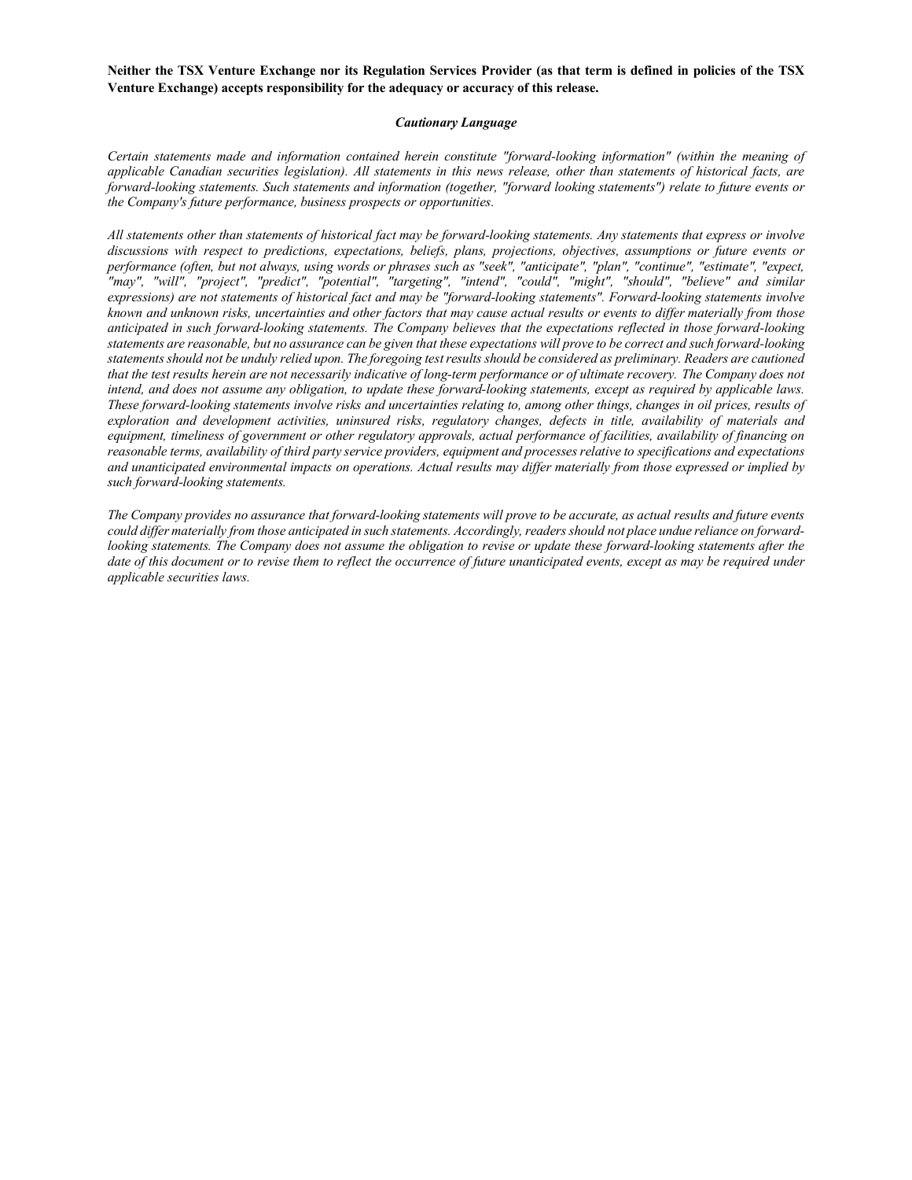**Neither the TSX Venture Exchange nor its Regulation Services Provider (as that term is defined in policies of the TSX Venture Exchange) accepts responsibility for the adequacy or accuracy of this release.**

***Cautionary Language***

*Certain statements made and information contained herein constitute "forward-looking information" (within the meaning of applicable Canadian securities legislation). All statements in this news release, other than statements of historical facts, are forward-looking statements. Such statements and information (together, "forward looking statements") relate to future events or the Company's future performance, business prospects or opportunities.*

*All statements other than statements of historical fact may be forward-looking statements. Any statements that express or involve discussions with respect to predictions, expectations, beliefs, plans, projections, objectives, assumptions or future events or performance (often, but not always, using words or phrases such as "seek", "anticipate", "plan", "continue", "estimate", "expect, "may", "will", "project", "predict", "potential", "targeting", "intend", "could", "might", "should", "believe" and similar expressions) are not statements of historical fact and may be "forward-looking statements". Forward-looking statements involve known and unknown risks, uncertainties and other factors that may cause actual results or events to differ materially from those anticipated in such forward-looking statements. The Company believes that the expectations reflected in those forward-looking statements are reasonable, but no assurance can be given that these expectations will prove to be correct and such forward-looking statements should not be unduly relied upon. The foregoing test results should be considered as preliminary. Readers are cautioned that the test results herein are not necessarily indicative of long-term performance or of ultimate recovery. The Company does not intend, and does not assume any obligation, to update these forward-looking statements, except as required by applicable laws. These forward-looking statements involve risks and uncertainties relating to, among other things, changes in oil prices, results of exploration and development activities, uninsured risks, regulatory changes, defects in title, availability of materials and equipment, timeliness of government or other regulatory approvals, actual performance of facilities, availability of financing on reasonable terms, availability of third party service providers, equipment and processes relative to specifications and expectations and unanticipated environmental impacts on operations. Actual results may differ materially from those expressed or implied by such forward-looking statements.*

*The Company provides no assurance that forward-looking statements will prove to be accurate, as actual results and future events could differ materially from those anticipated in such statements. Accordingly, readers should not place undue reliance on forward-looking statements. The Company does not assume the obligation to revise or update these forward-looking statements after the date of this document or to revise them to reflect the occurrence of future unanticipated events, except as may be required under applicable securities laws.*